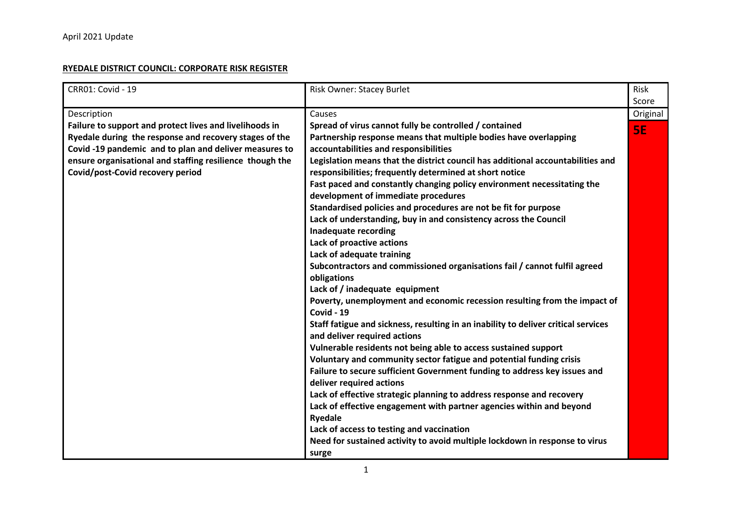April 2021 Update

**RYEDALE DISTRICT COUNCIL: CORPORATE RISK REGISTER**

| CRR01: Covid - 19 | Risk Owner: Stacey Burlet | Risk Score |
|---|---|---|
| Description | Causes | Original |
| **Failure to support and protect lives and livelihoods in Ryedale during the response and recovery stages of the Covid -19 pandemic and to plan and deliver measures to ensure organisational and staffing resilience though the Covid/post-Covid recovery period** | **Spread of virus cannot fully be controlled / contained**<br>**Partnership response means that multiple bodies have overlapping accountabilities and responsibilities**<br>**Legislation means that the district council has additional accountabilities and responsibilities; frequently determined at short notice**<br>**Fast paced and constantly changing policy environment necessitating the development of immediate procedures**<br>**Standardised policies and procedures are not be fit for purpose**<br>**Lack of understanding, buy in and consistency across the Council**<br>**Inadequate recording**<br>**Lack of proactive actions**<br>**Lack of adequate training**<br>**Subcontractors and commissioned organisations fail / cannot fulfil agreed obligations**<br>**Lack of / inadequate equipment**<br>**Poverty, unemployment and economic recession resulting from the impact of Covid - 19**<br>**Staff fatigue and sickness, resulting in an inability to deliver critical services and deliver required actions**<br>**Vulnerable residents not being able to access sustained support**<br>**Voluntary and community sector fatigue and potential funding crisis**<br>**Failure to secure sufficient Government funding to address key issues and deliver required actions**<br>**Lack of effective strategic planning to address response and recovery**<br>**Lack of effective engagement with partner agencies within and beyond Ryedale**<br>**Lack of access to testing and vaccination**<br>**Need for sustained activity to avoid multiple lockdown in response to virus surge** | **5E** |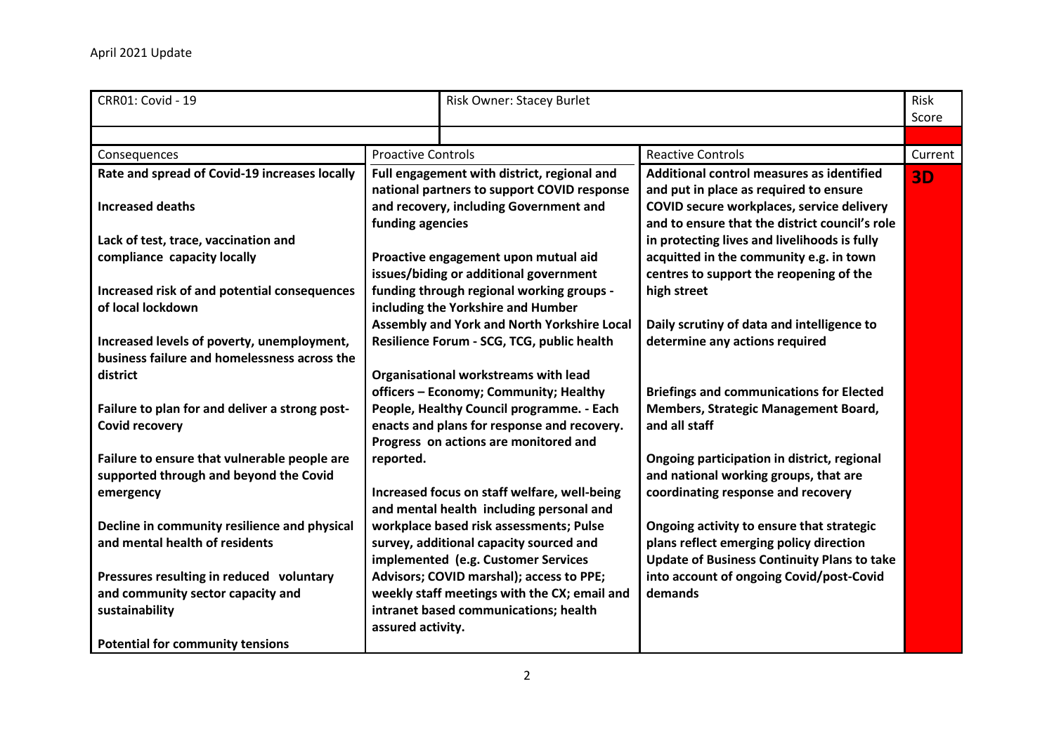April 2021 Update

| CRR01: Covid - 19 | Risk Owner: Stacey Burlet | | Risk Score |
|---|---|---|---|
| | | | |
| Consequences | Proactive Controls | Reactive Controls | Current |
| **Rate and spread of Covid-19 increases locally**<br><br>**Increased deaths**<br><br>**Lack of test, trace, vaccination and compliance capacity locally**<br><br>**Increased risk of and potential consequences of local lockdown**<br><br>**Increased levels of poverty, unemployment, business failure and homelessness across the district**<br><br>**Failure to plan for and deliver a strong post-Covid recovery**<br><br>**Failure to ensure that vulnerable people are supported through and beyond the Covid emergency**<br><br>**Decline in community resilience and physical and mental health of residents**<br><br>**Pressures resulting in reduced voluntary and community sector capacity and sustainability**<br><br>**Potential for community tensions** | **Full engagement with district, regional and national partners to support COVID response and recovery, including Government and funding agencies**<br><br>**Proactive engagement upon mutual aid issues/biding or additional government funding through regional working groups - including the Yorkshire and Humber Assembly and York and North Yorkshire Local Resilience Forum - SCG, TCG, public health**<br><br>**Organisational workstreams with lead officers – Economy; Community; Healthy People, Healthy Council programme. - Each enacts and plans for response and recovery. Progress on actions are monitored and reported.**<br><br>**Increased focus on staff welfare, well-being and mental health including personal and workplace based risk assessments; Pulse survey, additional capacity sourced and implemented (e.g. Customer Services Advisors; COVID marshal); access to PPE; weekly staff meetings with the CX; email and intranet based communications; health assured activity.** | **Additional control measures as identified and put in place as required to ensure COVID secure workplaces, service delivery and to ensure that the district council's role in protecting lives and livelihoods is fully acquitted in the community e.g. in town centres to support the reopening of the high street**<br><br>**Daily scrutiny of data and intelligence to determine any actions required**<br><br>**Briefings and communications for Elected Members, Strategic Management Board, and all staff**<br><br>**Ongoing participation in district, regional and national working groups, that are coordinating response and recovery**<br><br>**Ongoing activity to ensure that strategic plans reflect emerging policy direction**<br>**Update of Business Continuity Plans to take into account of ongoing Covid/post-Covid demands** | **3D** |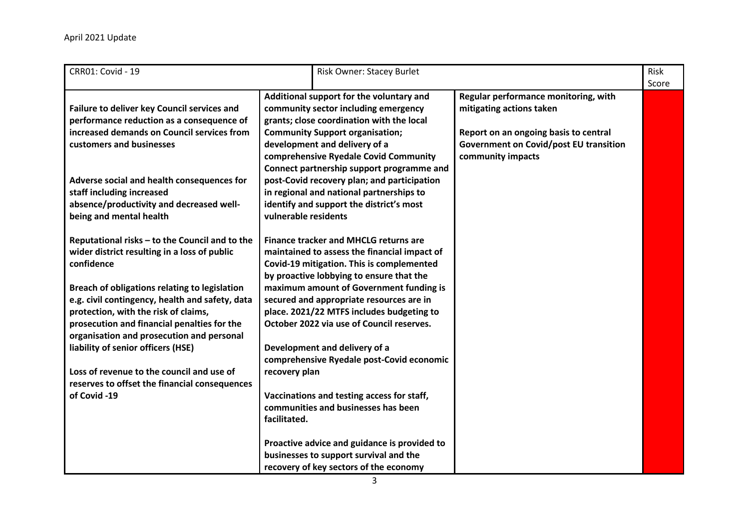April 2021 Update

| CRR01: Covid - 19 | Risk Owner: Stacey Burlet | | Risk Score |
|---|---|---|---|
| **Failure to deliver key Council services and performance reduction as a consequence of increased demands on Council services from customers and businesses**<br><br>**Adverse social and health consequences for staff including increased absence/productivity and decreased well-being and mental health**<br><br>**Reputational risks – to the Council and to the wider district resulting in a loss of public confidence**<br><br>**Breach of obligations relating to legislation e.g. civil contingency, health and safety, data protection, with the risk of claims, prosecution and financial penalties for the organisation and prosecution and personal liability of senior officers (HSE)**<br><br>**Loss of revenue to the council and use of reserves to offset the financial consequences of Covid -19** | **Additional support for the voluntary and community sector including emergency grants; close coordination with the local Community Support organisation; development and delivery of a comprehensive Ryedale Covid Community Connect partnership support programme and post-Covid recovery plan; and participation in regional and national partnerships to identify and support the district's most vulnerable residents**<br><br>**Finance tracker and MHCLG returns are maintained to assess the financial impact of Covid-19 mitigation. This is complemented by proactive lobbying to ensure that the maximum amount of Government funding is secured and appropriate resources are in place. 2021/22 MTFS includes budgeting to October 2022 via use of Council reserves.**<br><br>**Development and delivery of a comprehensive Ryedale post-Covid economic recovery plan**<br><br>**Vaccinations and testing access for staff, communities and businesses has been facilitated.**<br><br>**Proactive advice and guidance is provided to businesses to support survival and the recovery of key sectors of the economy** | **Regular performance monitoring, with mitigating actions taken**<br><br>**Report on an ongoing basis to central Government on Covid/post EU transition community impacts** | |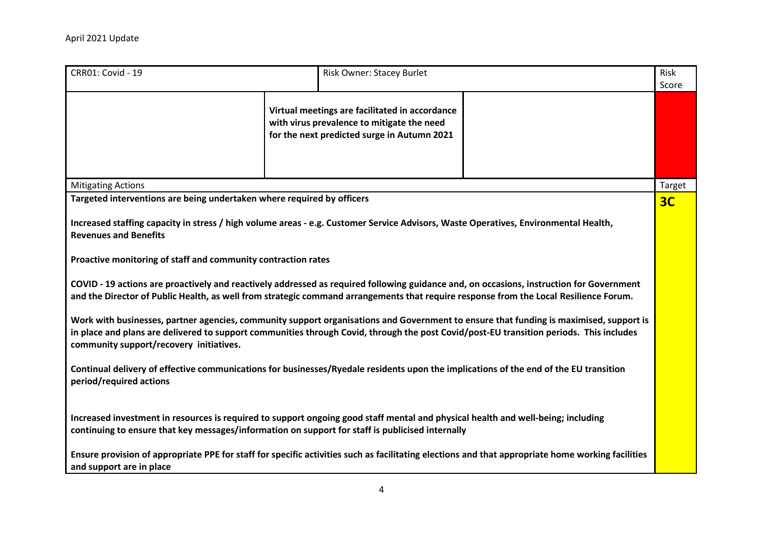April 2021 Update

| CRR01: Covid - 19 | Risk Owner: Stacey Burlet | | Risk Score |
|---|---|---|---|
| | **Virtual meetings are facilitated in accordance with virus prevalence to mitigate the need for the next predicted surge in Autumn 2021** | | |
| Mitigating Actions | | | Target |
| **Targeted interventions are being undertaken where required by officers**<br><br>**Increased staffing capacity in stress / high volume areas - e.g. Customer Service Advisors, Waste Operatives, Environmental Health, Revenues and Benefits**<br><br>**Proactive monitoring of staff and community contraction rates**<br><br>**COVID - 19 actions are proactively and reactively addressed as required following guidance and, on occasions, instruction for Government and the Director of Public Health, as well from strategic command arrangements that require response from the Local Resilience Forum.**<br><br>**Work with businesses, partner agencies, community support organisations and Government to ensure that funding is maximised, support is in place and plans are delivered to support communities through Covid, through the post Covid/post-EU transition periods. This includes community support/recovery initiatives.**<br><br>**Continual delivery of effective communications for businesses/Ryedale residents upon the implications of the end of the EU transition period/required actions**<br><br>**Increased investment in resources is required to support ongoing good staff mental and physical health and well-being; including continuing to ensure that key messages/information on support for staff is publicised internally**<br><br>**Ensure provision of appropriate PPE for staff for specific activities such as facilitating elections and that appropriate home working facilities and support are in place** | | | **3C** |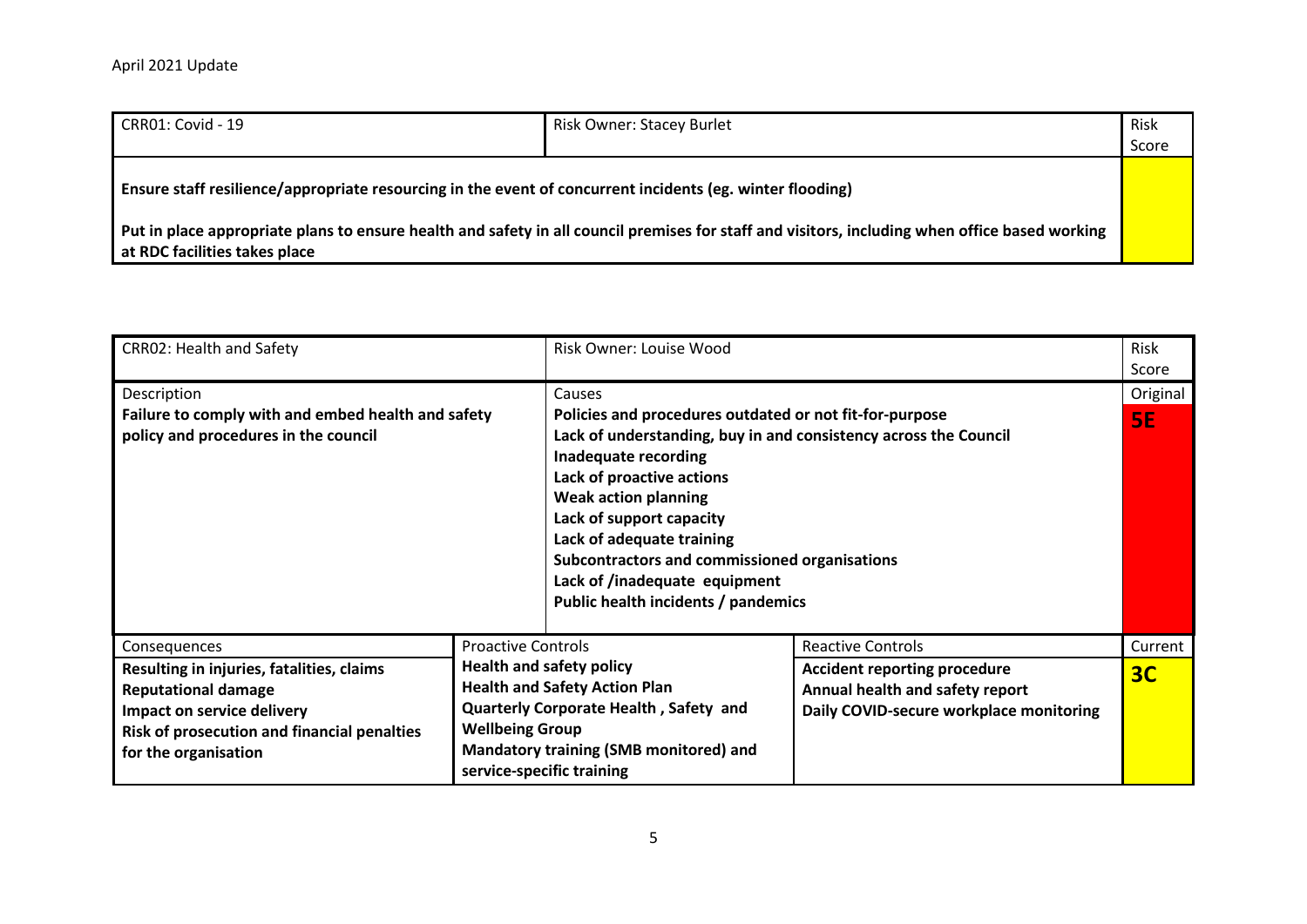April 2021 Update

| CRR01: Covid - 19 | Risk Owner: Stacey Burlet | Risk Score |
|---|---|---|
| **Ensure staff resilience/appropriate resourcing in the event of concurrent incidents (eg. winter flooding)**<br><br>**Put in place appropriate plans to ensure health and safety in all council premises for staff and visitors, including when office based working at RDC facilities takes place** | | |

| CRR02: Health and Safety | | Risk Owner: Louise Wood | | Risk Score |
|---|---|---|---|---|
| Description<br>**Failure to comply with and embed health and safety policy and procedures in the council** | | Causes<br>**Policies and procedures outdated or not fit-for-purpose**<br>**Lack of understanding, buy in and consistency across the Council**<br>**Inadequate recording**<br>**Lack of proactive actions**<br>**Weak action planning**<br>**Lack of support capacity**<br>**Lack of adequate training**<br>**Subcontractors and commissioned organisations**<br>**Lack of /inadequate equipment**<br>**Public health incidents / pandemics** | | Original<br>**5E** |
| Consequences<br>**Resulting in injuries, fatalities, claims**<br>**Reputational damage**<br>**Impact on service delivery**<br>**Risk of prosecution and financial penalties for the organisation** | Proactive Controls<br>**Health and safety policy**<br>**Health and Safety Action Plan**<br>**Quarterly Corporate Health , Safety and Wellbeing Group**<br>**Mandatory training (SMB monitored) and service-specific training** | | Reactive Controls<br>**Accident reporting procedure**<br>**Annual health and safety report**<br>**Daily COVID-secure workplace monitoring** | Current<br>**3C** |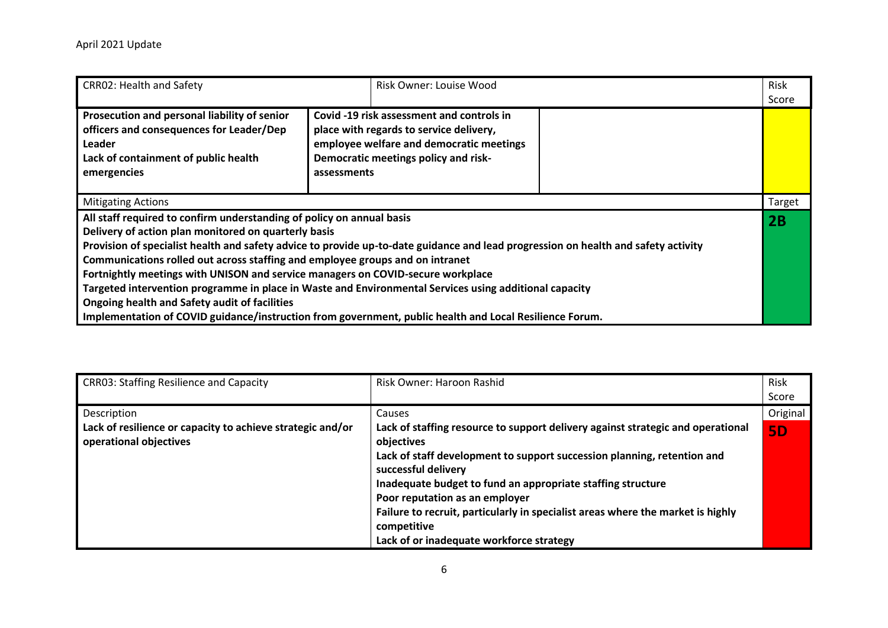April 2021 Update

| CRR02: Health and Safety | Risk Owner: Louise Wood | | Risk Score |
|---|---|---|---|
| **Prosecution and personal liability of senior officers and consequences for Leader/Dep Leader**<br>**Lack of containment of public health emergencies** | **Covid -19 risk assessment and controls in place with regards to service delivery, employee welfare and democratic meetings**<br>**Democratic meetings policy and risk-assessments** | | |
| Mitigating Actions | | | Target |
| **All staff required to confirm understanding of policy on annual basis**<br>**Delivery of action plan monitored on quarterly basis**<br>**Provision of specialist health and safety advice to provide up-to-date guidance and lead progression on health and safety activity**<br>**Communications rolled out across staffing and employee groups and on intranet**<br>**Fortnightly meetings with UNISON and service managers on COVID-secure workplace**<br>**Targeted intervention programme in place in Waste and Environmental Services using additional capacity**<br>**Ongoing health and Safety audit of facilities**<br>**Implementation of COVID guidance/instruction from government, public health and Local Resilience Forum.** | | | **2B** |

| CRR03: Staffing Resilience and Capacity | Risk Owner: Haroon Rashid | Risk Score |
|---|---|---|
| Description<br>**Lack of resilience or capacity to achieve strategic and/or operational objectives** | Causes<br>**Lack of staffing resource to support delivery against strategic and operational objectives**<br>**Lack of staff development to support succession planning, retention and successful delivery**<br>**Inadequate budget to fund an appropriate staffing structure**<br>**Poor reputation as an employer**<br>**Failure to recruit, particularly in specialist areas where the market is highly competitive**<br>**Lack of or inadequate workforce strategy** | Original<br>**5D** |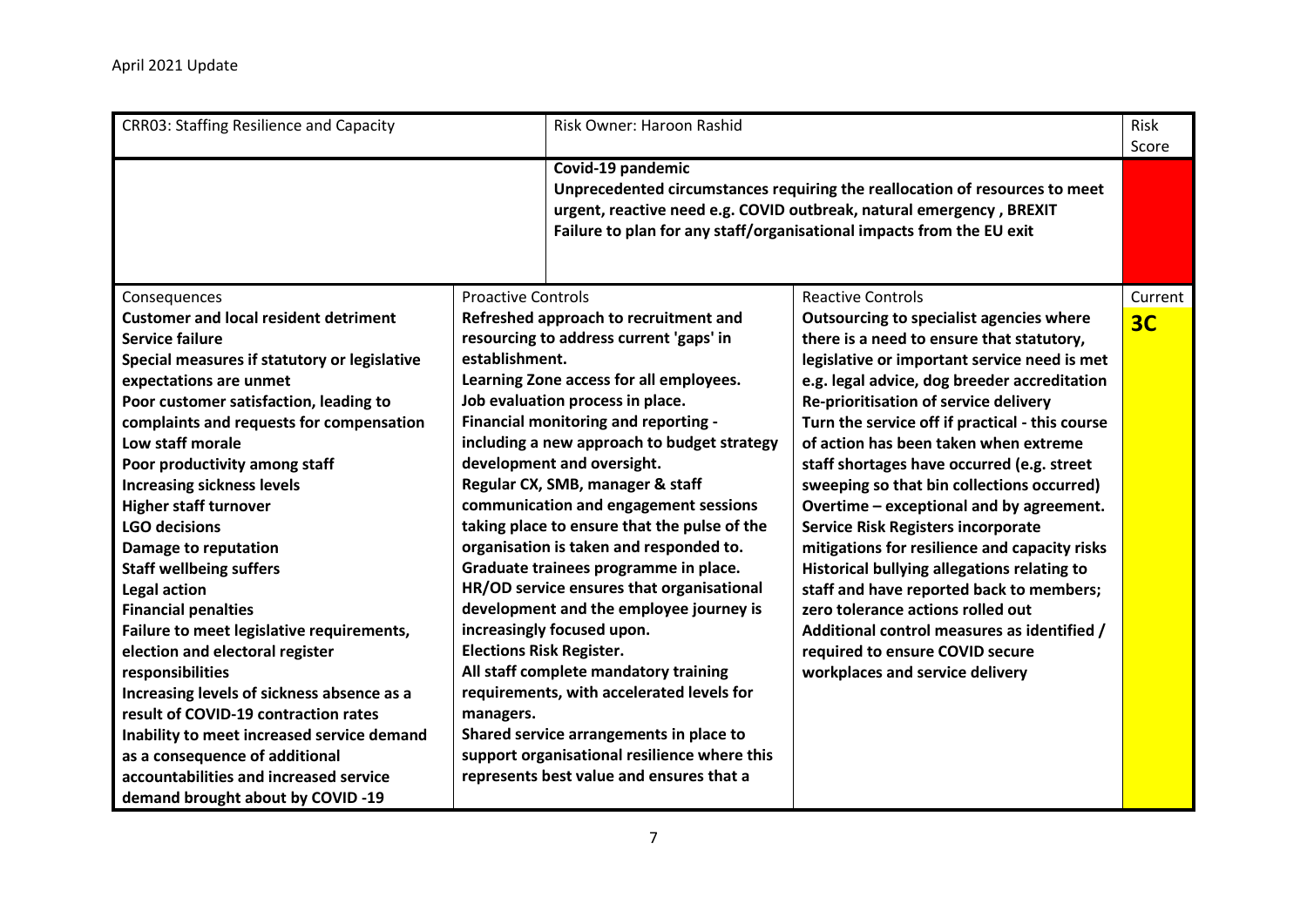April 2021 Update

| CRR03: Staffing Resilience and Capacity | Risk Owner: Haroon Rashid | | Risk Score |
|---|---|---|---|
| | **Covid-19 pandemic**<br>**Unprecedented circumstances requiring the reallocation of resources to meet urgent, reactive need e.g. COVID outbreak, natural emergency , BREXIT**<br>**Failure to plan for any staff/organisational impacts from the EU exit** | | |
| Consequences | Proactive Controls | Reactive Controls | Current |
| **Customer and local resident detriment**<br>**Service failure**<br>**Special measures if statutory or legislative expectations are unmet**<br>**Poor customer satisfaction, leading to complaints and requests for compensation**<br>**Low staff morale**<br>**Poor productivity among staff**<br>**Increasing sickness levels**<br>**Higher staff turnover**<br>**LGO decisions**<br>**Damage to reputation**<br>**Staff wellbeing suffers**<br>**Legal action**<br>**Financial penalties**<br>**Failure to meet legislative requirements, election and electoral register responsibilities**<br>**Increasing levels of sickness absence as a result of COVID-19 contraction rates**<br>**Inability to meet increased service demand as a consequence of additional accountabilities and increased service demand brought about by COVID -19** | **Refreshed approach to recruitment and resourcing to address current 'gaps' in establishment.**<br>**Learning Zone access for all employees.**<br>**Job evaluation process in place.**<br>**Financial monitoring and reporting - including a new approach to budget strategy development and oversight.**<br>**Regular CX, SMB, manager & staff communication and engagement sessions taking place to ensure that the pulse of the organisation is taken and responded to.**<br>**Graduate trainees programme in place.**<br>**HR/OD service ensures that organisational development and the employee journey is increasingly focused upon.**<br>**Elections Risk Register.**<br>**All staff complete mandatory training requirements, with accelerated levels for managers.**<br>**Shared service arrangements in place to support organisational resilience where this represents best value and ensures that a** | **Outsourcing to specialist agencies where there is a need to ensure that statutory, legislative or important service need is met e.g. legal advice, dog breeder accreditation**<br>**Re-prioritisation of service delivery**<br>**Turn the service off if practical - this course of action has been taken when extreme staff shortages have occurred (e.g. street sweeping so that bin collections occurred)**<br>**Overtime – exceptional and by agreement.**<br>**Service Risk Registers incorporate mitigations for resilience and capacity risks**<br>**Historical bullying allegations relating to staff and have reported back to members; zero tolerance actions rolled out**<br>**Additional control measures as identified / required to ensure COVID secure workplaces and service delivery** | **3C** |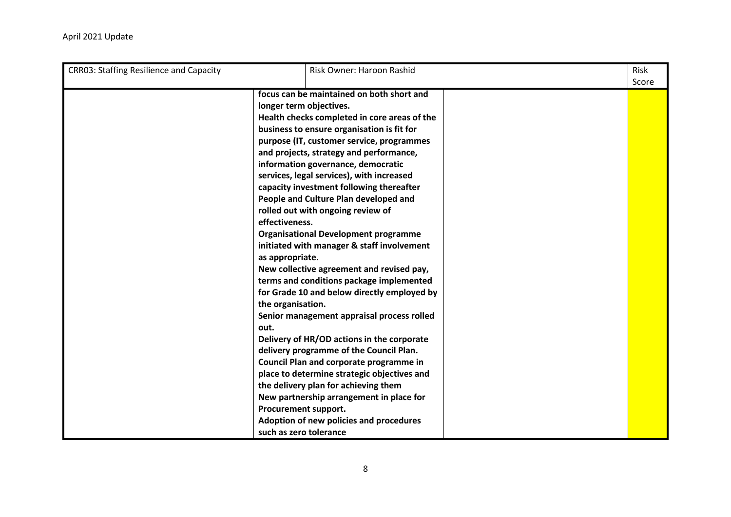| CRR03: Staffing Resilience and Capacity | Risk Owner: Haroon Rashid | | Risk Score |
|---|---|---|---|
| | **focus can be maintained on both short and longer term objectives.**<br>**Health checks completed in core areas of the business to ensure organisation is fit for purpose (IT, customer service, programmes and projects, strategy and performance, information governance, democratic services, legal services), with increased capacity investment following thereafter**<br>**People and Culture Plan developed and rolled out with ongoing review of effectiveness.**<br>**Organisational Development programme initiated with manager & staff involvement as appropriate.**<br>**New collective agreement and revised pay, terms and conditions package implemented for Grade 10 and below directly employed by the organisation.**<br>**Senior management appraisal process rolled out.**<br>**Delivery of HR/OD actions in the corporate delivery programme of the Council Plan.**<br>**Council Plan and corporate programme in place to determine strategic objectives and the delivery plan for achieving them**<br>**New partnership arrangement in place for Procurement support.**<br>**Adoption of new policies and procedures such as zero tolerance** | | |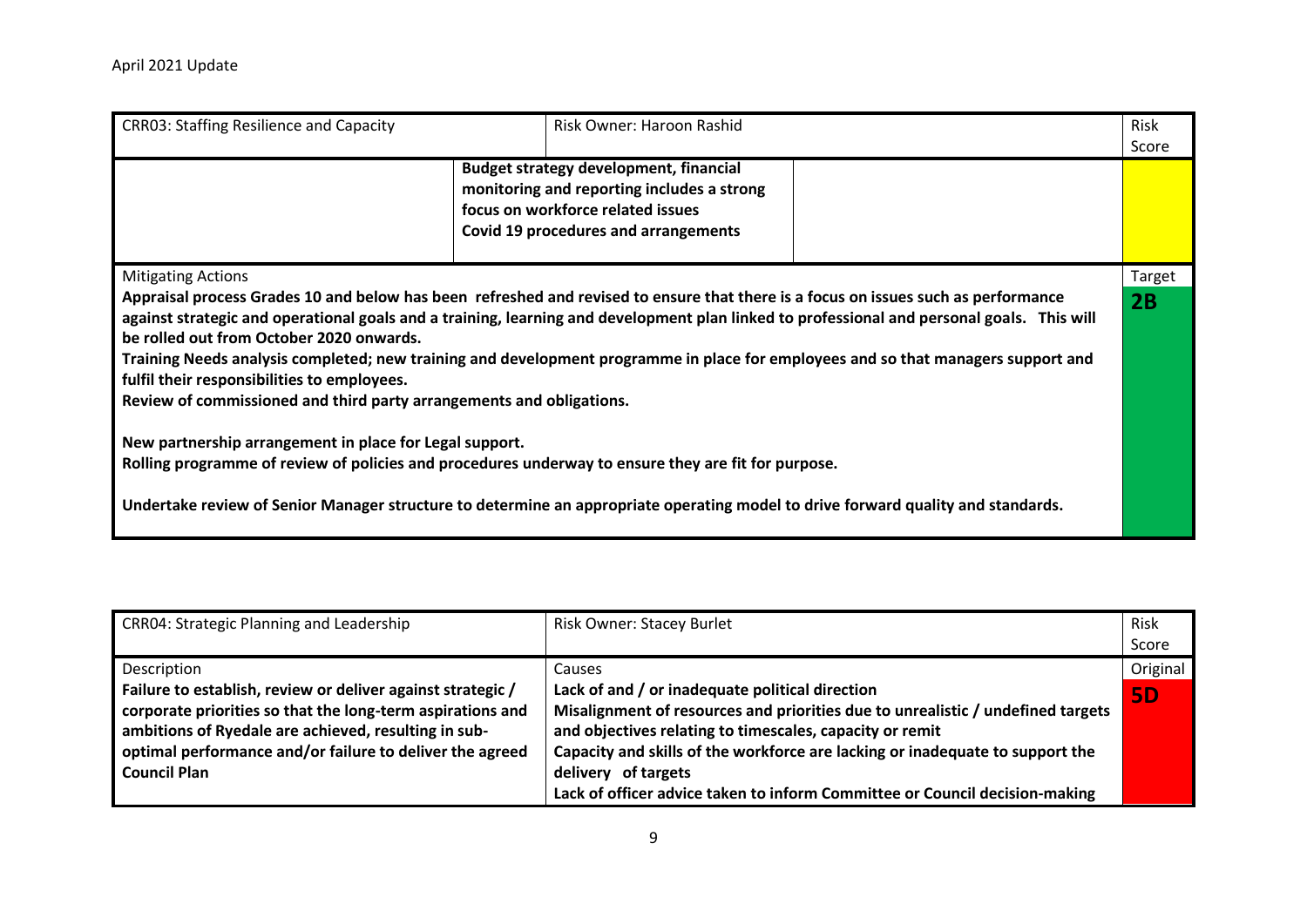April 2021 Update

| CRR03: Staffing Resilience and Capacity | Risk Owner: Haroon Rashid | | Risk Score |
|---|---|---|---|
| | **Budget strategy development, financial monitoring and reporting includes a strong focus on workforce related issues**<br>**Covid 19 procedures and arrangements** | | |
| Mitigating Actions<br>**Appraisal process Grades 10 and below has been refreshed and revised to ensure that there is a focus on issues such as performance against strategic and operational goals and a training, learning and development plan linked to professional and personal goals. This will be rolled out from October 2020 onwards.**<br>**Training Needs analysis completed; new training and development programme in place for employees and so that managers support and fulfil their responsibilities to employees.**<br>**Review of commissioned and third party arrangements and obligations.**<br><br>**New partnership arrangement in place for Legal support.**<br>**Rolling programme of review of policies and procedures underway to ensure they are fit for purpose.**<br><br>**Undertake review of Senior Manager structure to determine an appropriate operating model to drive forward quality and standards.** | | | Target<br>**2B** |

| CRR04: Strategic Planning and Leadership | Risk Owner: Stacey Burlet | Risk Score |
|---|---|---|
| Description<br>**Failure to establish, review or deliver against strategic / corporate priorities so that the long-term aspirations and ambitions of Ryedale are achieved, resulting in sub-optimal performance and/or failure to deliver the agreed Council Plan** | Causes<br>**Lack of and / or inadequate political direction**<br>**Misalignment of resources and priorities due to unrealistic / undefined targets and objectives relating to timescales, capacity or remit**<br>**Capacity and skills of the workforce are lacking or inadequate to support the delivery of targets**<br>**Lack of officer advice taken to inform Committee or Council decision-making** | Original<br>**5D** |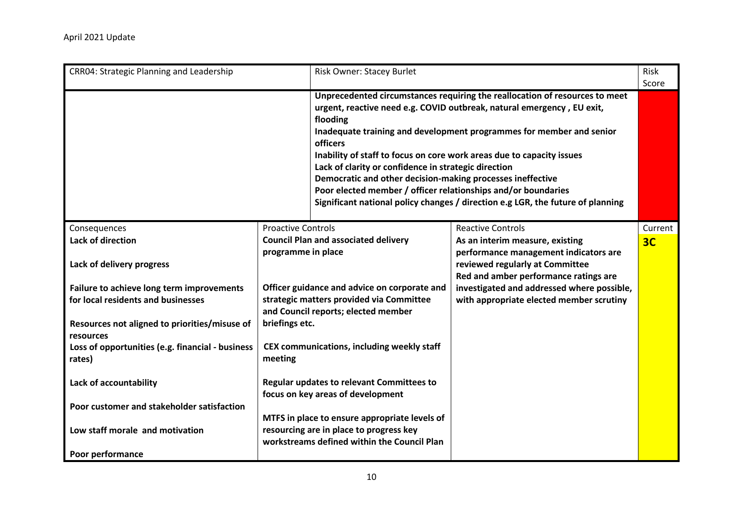April 2021 Update

| CRR04: Strategic Planning and Leadership | | Risk Owner: Stacey Burlet | | Risk Score |
|---|---|---|---|---|
| | | **Unprecedented circumstances requiring the reallocation of resources to meet urgent, reactive need e.g. COVID outbreak, natural emergency , EU exit, flooding**<br>**Inadequate training and development programmes for member and senior officers**<br>**Inability of staff to focus on core work areas due to capacity issues**<br>**Lack of clarity or confidence in strategic direction**<br>**Democratic and other decision-making processes ineffective**<br>**Poor elected member / officer relationships and/or boundaries**<br>**Significant national policy changes / direction e.g LGR, the future of planning** | | |
| Consequences | Proactive Controls | | Reactive Controls | Current |
| **Lack of direction**<br><br>**Lack of delivery progress**<br><br>**Failure to achieve long term improvements for local residents and businesses**<br><br>**Resources not aligned to priorities/misuse of resources**<br>**Loss of opportunities (e.g. financial - business rates)**<br><br>**Lack of accountability**<br><br>**Poor customer and stakeholder satisfaction**<br><br>**Low staff morale and motivation**<br><br>**Poor performance** | **Council Plan and associated delivery programme in place**<br><br>**Officer guidance and advice on corporate and strategic matters provided via Committee and Council reports; elected member briefings etc.**<br><br>**CEX communications, including weekly staff meeting**<br><br>**Regular updates to relevant Committees to focus on key areas of development**<br><br>**MTFS in place to ensure appropriate levels of resourcing are in place to progress key workstreams defined within the Council Plan** | | **As an interim measure, existing performance management indicators are reviewed regularly at Committee**<br>**Red and amber performance ratings are investigated and addressed where possible, with appropriate elected member scrutiny** | **3C** |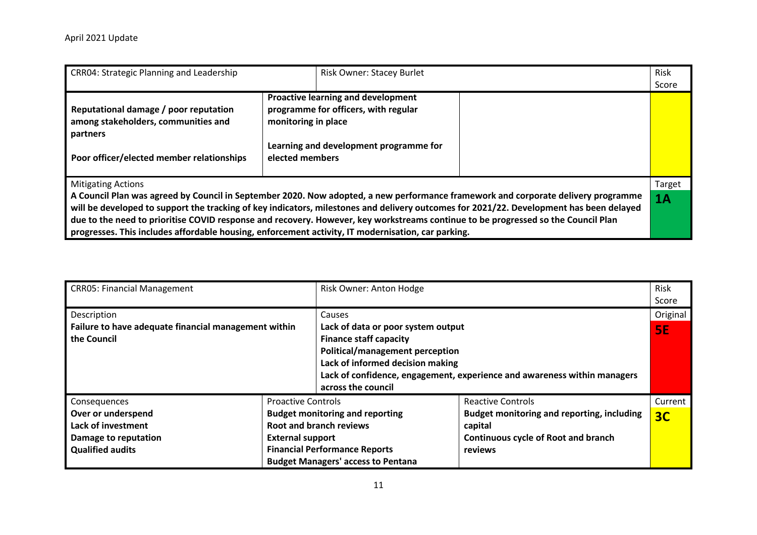April 2021 Update

| CRR04: Strategic Planning and Leadership | Risk Owner: Stacey Burlet | | Risk Score |
|---|---|---|---|
| **Reputational damage / poor reputation among stakeholders, communities and partners**<br><br>**Poor officer/elected member relationships** | **Proactive learning and development programme for officers, with regular monitoring in place**<br><br>**Learning and development programme for elected members** | | |
| Mitigating Actions<br>**A Council Plan was agreed by Council in September 2020. Now adopted, a new performance framework and corporate delivery programme will be developed to support the tracking of key indicators, milestones and delivery outcomes for 2021/22. Development has been delayed due to the need to prioritise COVID response and recovery. However, key workstreams continue to be progressed so the Council Plan progresses. This includes affordable housing, enforcement activity, IT modernisation, car parking.** | | | Target<br>**1A** |

| CRR05: Financial Management | | Risk Owner: Anton Hodge | | Risk Score |
|---|---|---|---|---|
| Description<br>**Failure to have adequate financial management within the Council** | | Causes<br>**Lack of data or poor system output**<br>**Finance staff capacity**<br>**Political/management perception**<br>**Lack of informed decision making**<br>**Lack of confidence, engagement, experience and awareness within managers across the council** | | Original<br>**5E** |
| Consequences<br>**Over or underspend**<br>**Lack of investment**<br>**Damage to reputation**<br>**Qualified audits** | Proactive Controls<br>**Budget monitoring and reporting**<br>**Root and branch reviews**<br>**External support**<br>**Financial Performance Reports**<br>**Budget Managers' access to Pentana** | | Reactive Controls<br>**Budget monitoring and reporting, including capital**<br>**Continuous cycle of Root and branch reviews** | Current<br>**3C** |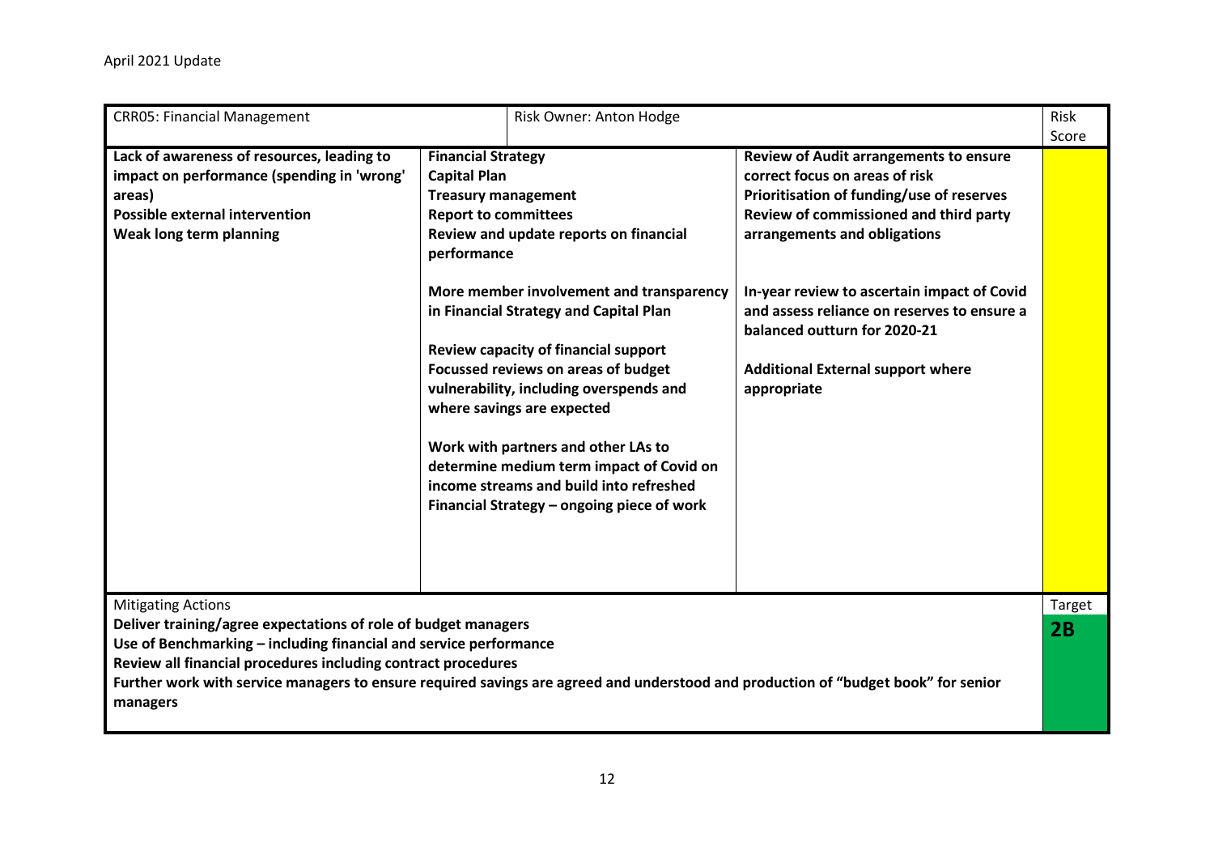April 2021 Update

| CRR05: Financial Management | Risk Owner: Anton Hodge | | Risk Score |
|---|---|---|---|
| **Lack of awareness of resources, leading to impact on performance (spending in 'wrong' areas)**<br>**Possible external intervention**<br>**Weak long term planning** | **Financial Strategy**<br>**Capital Plan**<br>**Treasury management**<br>**Report to committees**<br>**Review and update reports on financial performance**<br><br>**More member involvement and transparency in Financial Strategy and Capital Plan**<br><br>**Review capacity of financial support**<br>**Focussed reviews on areas of budget vulnerability, including overspends and where savings are expected**<br><br>**Work with partners and other LAs to determine medium term impact of Covid on income streams and build into refreshed Financial Strategy – ongoing piece of work** | **Review of Audit arrangements to ensure correct focus on areas of risk**<br>**Prioritisation of funding/use of reserves**<br>**Review of commissioned and third party arrangements and obligations**<br><br>**In-year review to ascertain impact of Covid and assess reliance on reserves to ensure a balanced outturn for 2020-21**<br><br>**Additional External support where appropriate** | |
| Mitigating Actions<br>**Deliver training/agree expectations of role of budget managers**<br>**Use of Benchmarking – including financial and service performance**<br>**Review all financial procedures including contract procedures**<br>**Further work with service managers to ensure required savings are agreed and understood and production of "budget book" for senior managers** | | | Target<br>**2B** |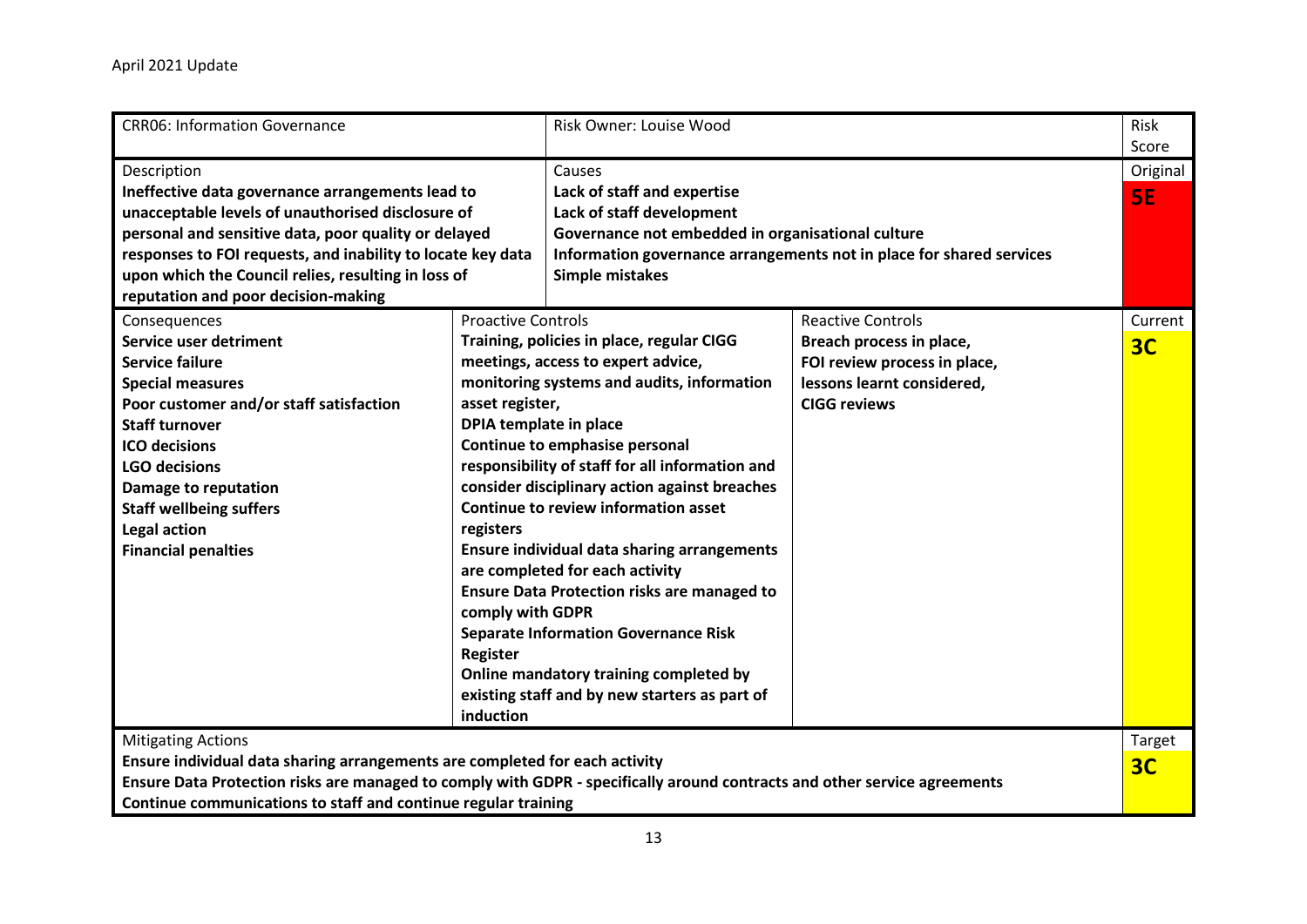April 2021 Update

| CRR06: Information Governance | | Risk Owner: Louise Wood | | Risk Score |
|---|---|---|---|---|
| Description<br>**Ineffective data governance arrangements lead to unacceptable levels of unauthorised disclosure of personal and sensitive data, poor quality or delayed responses to FOI requests, and inability to locate key data upon which the Council relies, resulting in loss of reputation and poor decision-making** | | Causes<br>**Lack of staff and expertise**<br>**Lack of staff development**<br>**Governance not embedded in organisational culture**<br>**Information governance arrangements not in place for shared services**<br>**Simple mistakes** | | Original<br>**5E** |
| Consequences<br>**Service user detriment**<br>**Service failure**<br>**Special measures**<br>**Poor customer and/or staff satisfaction**<br>**Staff turnover**<br>**ICO decisions**<br>**LGO decisions**<br>**Damage to reputation**<br>**Staff wellbeing suffers**<br>**Legal action**<br>**Financial penalties** | Proactive Controls<br>**Training, policies in place, regular CIGG meetings, access to expert advice, monitoring systems and audits, information asset register,**<br>**DPIA template in place**<br>**Continue to emphasise personal responsibility of staff for all information and consider disciplinary action against breaches**<br>**Continue to review information asset registers**<br>**Ensure individual data sharing arrangements are completed for each activity**<br>**Ensure Data Protection risks are managed to comply with GDPR**<br>**Separate Information Governance Risk Register**<br>**Online mandatory training completed by existing staff and by new starters as part of induction** | | Reactive Controls<br>**Breach process in place,**<br>**FOI review process in place,**<br>**lessons learnt considered,**<br>**CIGG reviews** | Current<br>**3C** |
| Mitigating Actions<br>**Ensure individual data sharing arrangements are completed for each activity**<br>**Ensure Data Protection risks are managed to comply with GDPR - specifically around contracts and other service agreements**<br>**Continue communications to staff and continue regular training** | | | | Target<br>**3C** |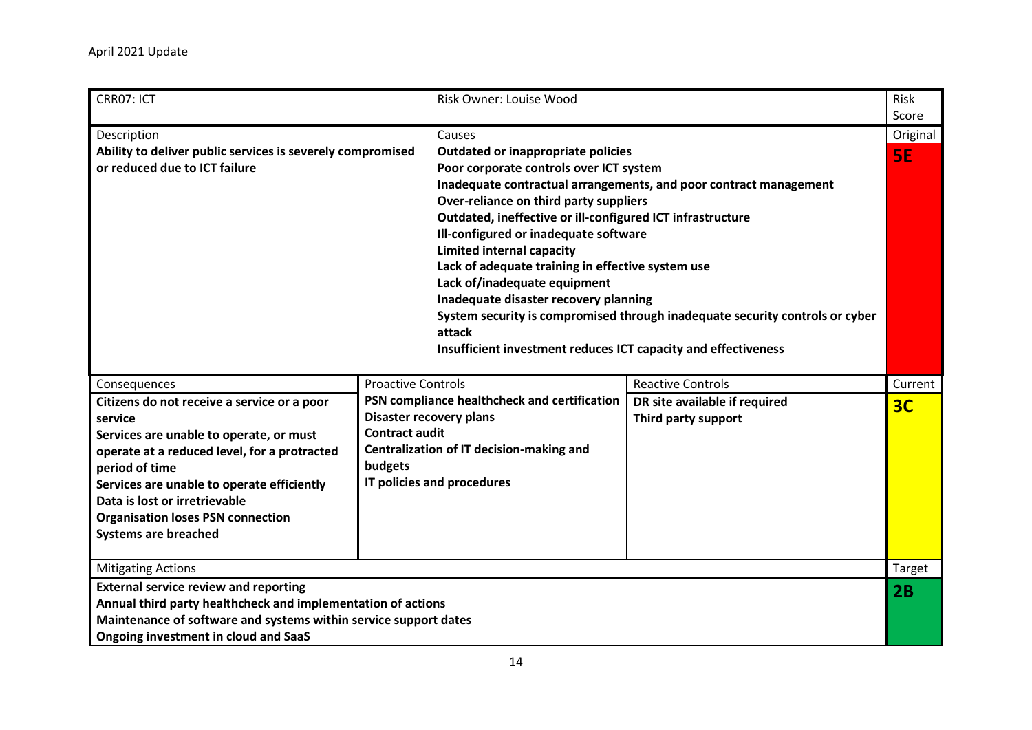April 2021 Update

| CRR07: ICT | | Risk Owner: Louise Wood | | Risk Score |
|---|---|---|---|---|
| Description<br>**Ability to deliver public services is severely compromised or reduced due to ICT failure** | | Causes<br>**Outdated or inappropriate policies**<br>**Poor corporate controls over ICT system**<br>**Inadequate contractual arrangements, and poor contract management**<br>**Over-reliance on third party suppliers**<br>**Outdated, ineffective or ill-configured ICT infrastructure**<br>**Ill-configured or inadequate software**<br>**Limited internal capacity**<br>**Lack of adequate training in effective system use**<br>**Lack of/inadequate equipment**<br>**Inadequate disaster recovery planning**<br>**System security is compromised through inadequate security controls or cyber attack**<br>**Insufficient investment reduces ICT capacity and effectiveness** | | Original<br>**5E** |
| Consequences<br>**Citizens do not receive a service or a poor service**<br>**Services are unable to operate, or must operate at a reduced level, for a protracted period of time**<br>**Services are unable to operate efficiently**<br>**Data is lost or irretrievable**<br>**Organisation loses PSN connection**<br>**Systems are breached** | Proactive Controls<br>**PSN compliance healthcheck and certification**<br>**Disaster recovery plans**<br>**Contract audit**<br>**Centralization of IT decision-making and budgets**<br>**IT policies and procedures** | | Reactive Controls<br>**DR site available if required**<br>**Third party support** | Current<br>**3C** |
| Mitigating Actions<br>**External service review and reporting**<br>**Annual third party healthcheck and implementation of actions**<br>**Maintenance of software and systems within service support dates**<br>**Ongoing investment in cloud and SaaS** | | | | Target<br>**2B** |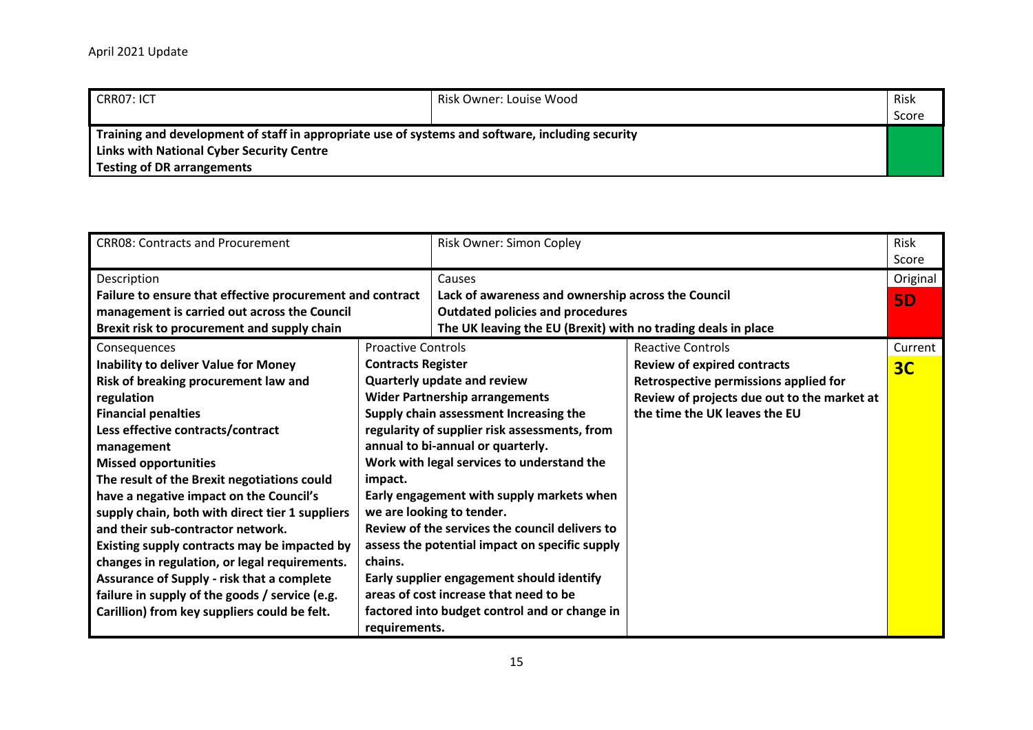April 2021 Update

| CRR07: ICT | Risk Owner: Louise Wood | Risk Score |
|---|---|---|
| **Training and development of staff in appropriate use of systems and software, including security**<br>**Links with National Cyber Security Centre**<br>**Testing of DR arrangements** | | |

| CRR08: Contracts and Procurement | | Risk Owner: Simon Copley | | Risk Score |
|---|---|---|---|---|
| Description<br>**Failure to ensure that effective procurement and contract management is carried out across the Council**<br>**Brexit risk to procurement and supply chain** | | Causes<br>**Lack of awareness and ownership across the Council**<br>**Outdated policies and procedures**<br>**The UK leaving the EU (Brexit) with no trading deals in place** | | Original<br>**5D** |
| Consequences<br>**Inability to deliver Value for Money**<br>**Risk of breaking procurement law and regulation**<br>**Financial penalties**<br>**Less effective contracts/contract management**<br>**Missed opportunities**<br>**The result of the Brexit negotiations could have a negative impact on the Council's supply chain, both with direct tier 1 suppliers and their sub-contractor network.**<br>**Existing supply contracts may be impacted by changes in regulation, or legal requirements.**<br>**Assurance of Supply - risk that a complete failure in supply of the goods / service (e.g. Carillion) from key suppliers could be felt.** | Proactive Controls<br>**Contracts Register**<br>**Quarterly update and review**<br>**Wider Partnership arrangements**<br>**Supply chain assessment Increasing the regularity of supplier risk assessments, from annual to bi-annual or quarterly.**<br>**Work with legal services to understand the impact.**<br>**Early engagement with supply markets when we are looking to tender.**<br>**Review of the services the council delivers to assess the potential impact on specific supply chains.**<br>**Early supplier engagement should identify areas of cost increase that need to be factored into budget control and or change in requirements.** | | Reactive Controls<br>**Review of expired contracts**<br>**Retrospective permissions applied for**<br>**Review of projects due out to the market at the time the UK leaves the EU** | Current<br>**3C** |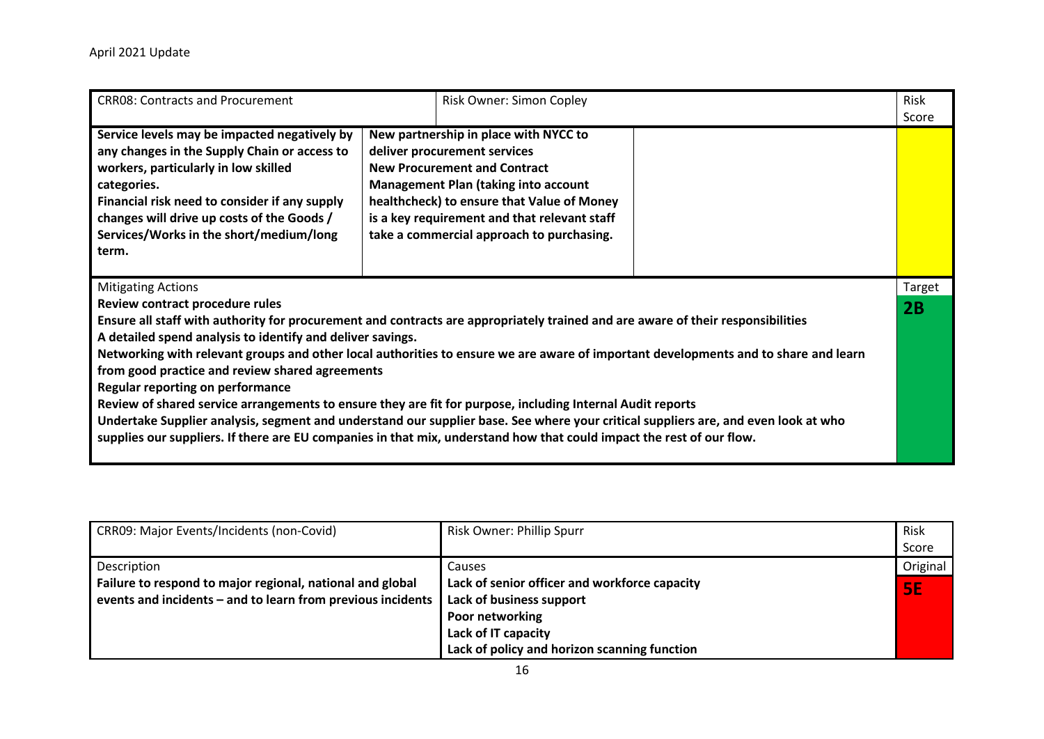April 2021 Update

| CRR08: Contracts and Procurement | Risk Owner: Simon Copley | | Risk Score |
|---|---|---|---|
| **Service levels may be impacted negatively by any changes in the Supply Chain or access to workers, particularly in low skilled categories.** **Financial risk need to consider if any supply changes will drive up costs of the Goods / Services/Works in the short/medium/long term.** | **New partnership in place with NYCC to deliver procurement services** **New Procurement and Contract Management Plan (taking into account healthcheck) to ensure that Value of Money is a key requirement and that relevant staff take a commercial approach to purchasing.** | | |
| Mitigating Actions<br>**Review contract procedure rules**<br>**Ensure all staff with authority for procurement and contracts are appropriately trained and are aware of their responsibilities**<br>**A detailed spend analysis to identify and deliver savings.**<br>**Networking with relevant groups and other local authorities to ensure we are aware of important developments and to share and learn from good practice and review shared agreements**<br>**Regular reporting on performance**<br>**Review of shared service arrangements to ensure they are fit for purpose, including Internal Audit reports**<br>**Undertake Supplier analysis, segment and understand our supplier base. See where your critical suppliers are, and even look at who supplies our suppliers. If there are EU companies in that mix, understand how that could impact the rest of our flow.** | | | Target<br>**2B** |

| CRR09: Major Events/Incidents (non-Covid) | Risk Owner: Phillip Spurr | Risk Score |
|---|---|---|
| Description | Causes | Original |
| **Failure to respond to major regional, national and global events and incidents – and to learn from previous incidents** | **Lack of senior officer and workforce capacity**<br>**Lack of business support**<br>**Poor networking**<br>**Lack of IT capacity**<br>**Lack of policy and horizon scanning function** | **5E** |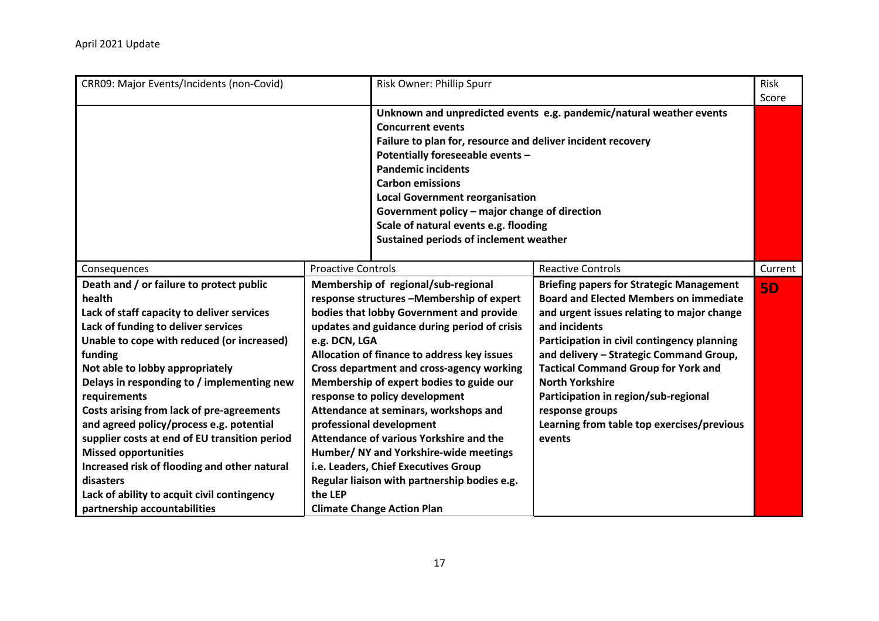April 2021 Update

| CRR09: Major Events/Incidents (non-Covid) | | Risk Owner: Phillip Spurr | | Risk Score |
|---|---|---|---|---|
| | | **Unknown and unpredicted events e.g. pandemic/natural weather events**<br>**Concurrent events**<br>**Failure to plan for, resource and deliver incident recovery**<br>**Potentially foreseeable events –**<br>**Pandemic incidents**<br>**Carbon emissions**<br>**Local Government reorganisation**<br>**Government policy – major change of direction**<br>**Scale of natural events e.g. flooding**<br>**Sustained periods of inclement weather** | | |
| Consequences | Proactive Controls | | Reactive Controls | Current |
| **Death and / or failure to protect public health**<br>**Lack of staff capacity to deliver services**<br>**Lack of funding to deliver services**<br>**Unable to cope with reduced (or increased) funding**<br>**Not able to lobby appropriately**<br>**Delays in responding to / implementing new requirements**<br>**Costs arising from lack of pre-agreements and agreed policy/process e.g. potential supplier costs at end of EU transition period**<br>**Missed opportunities**<br>**Increased risk of flooding and other natural disasters**<br>**Lack of ability to acquit civil contingency partnership accountabilities** | **Membership of regional/sub-regional response structures –Membership of expert bodies that lobby Government and provide updates and guidance during period of crisis e.g. DCN, LGA**<br>**Allocation of finance to address key issues**<br>**Cross department and cross-agency working**<br>**Membership of expert bodies to guide our response to policy development**<br>**Attendance at seminars, workshops and professional development**<br>**Attendance of various Yorkshire and the Humber/ NY and Yorkshire-wide meetings i.e. Leaders, Chief Executives Group**<br>**Regular liaison with partnership bodies e.g. the LEP**<br>**Climate Change Action Plan** | | **Briefing papers for Strategic Management Board and Elected Members on immediate and urgent issues relating to major change and incidents**<br>**Participation in civil contingency planning and delivery – Strategic Command Group, Tactical Command Group for York and North Yorkshire**<br>**Participation in region/sub-regional response groups**<br>**Learning from table top exercises/previous events** | **5D** |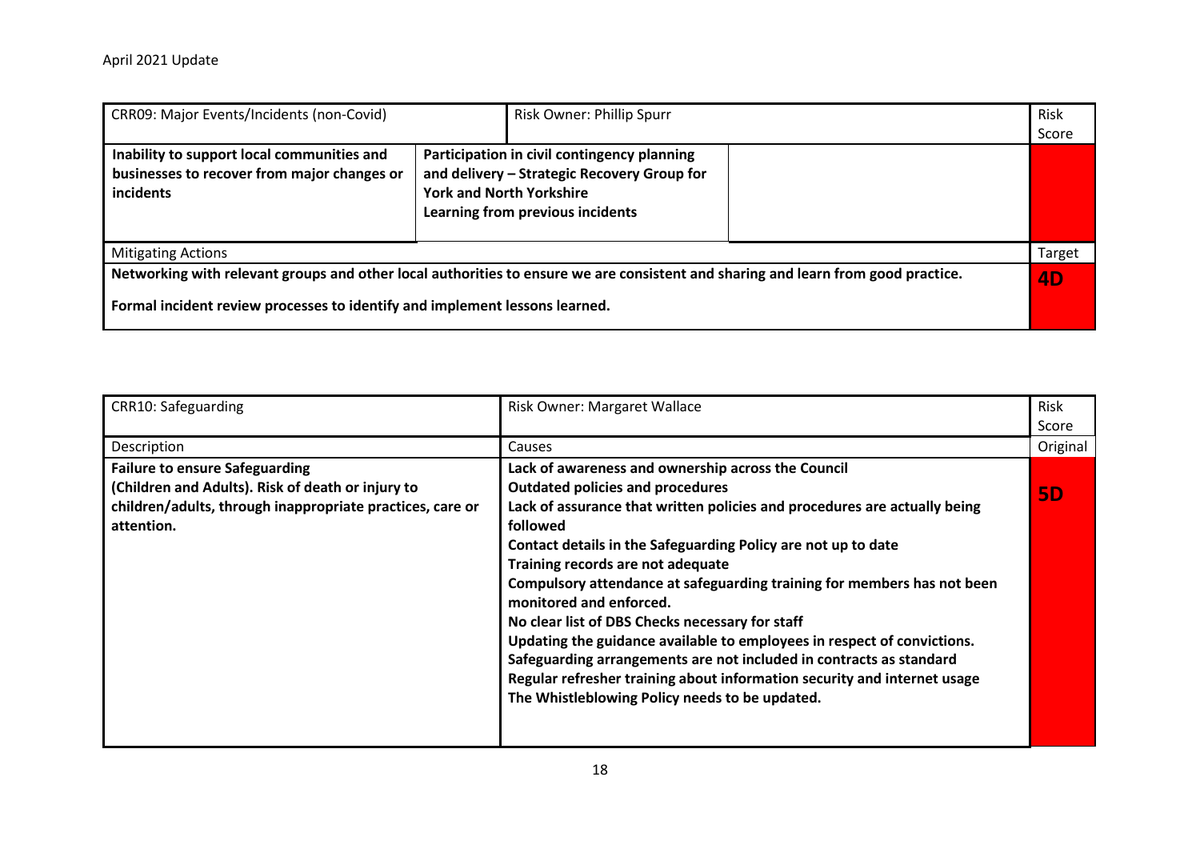April 2021 Update

| CRR09: Major Events/Incidents (non-Covid) | Risk Owner: Phillip Spurr | | Risk Score |
|---|---|---|---|
| **Inability to support local communities and businesses to recover from major changes or incidents** | **Participation in civil contingency planning and delivery – Strategic Recovery Group for York and North Yorkshire**<br>**Learning from previous incidents** | | |
| Mitigating Actions | | | Target |
| **Networking with relevant groups and other local authorities to ensure we are consistent and sharing and learn from good practice.**<br><br>**Formal incident review processes to identify and implement lessons learned.** | | | **4D** |

| CRR10: Safeguarding | Risk Owner: Margaret Wallace | Risk Score |
|---|---|---|
| Description | Causes | Original |
| **Failure to ensure Safeguarding (Children and Adults). Risk of death or injury to children/adults, through inappropriate practices, care or attention.** | **Lack of awareness and ownership across the Council**<br>**Outdated policies and procedures**<br>**Lack of assurance that written policies and procedures are actually being followed**<br>**Contact details in the Safeguarding Policy are not up to date**<br>**Training records are not adequate**<br>**Compulsory attendance at safeguarding training for members has not been monitored and enforced.**<br>**No clear list of DBS Checks necessary for staff**<br>**Updating the guidance available to employees in respect of convictions.**<br>**Safeguarding arrangements are not included in contracts as standard**<br>**Regular refresher training about information security and internet usage**<br>**The Whistleblowing Policy needs to be updated.** | **5D** |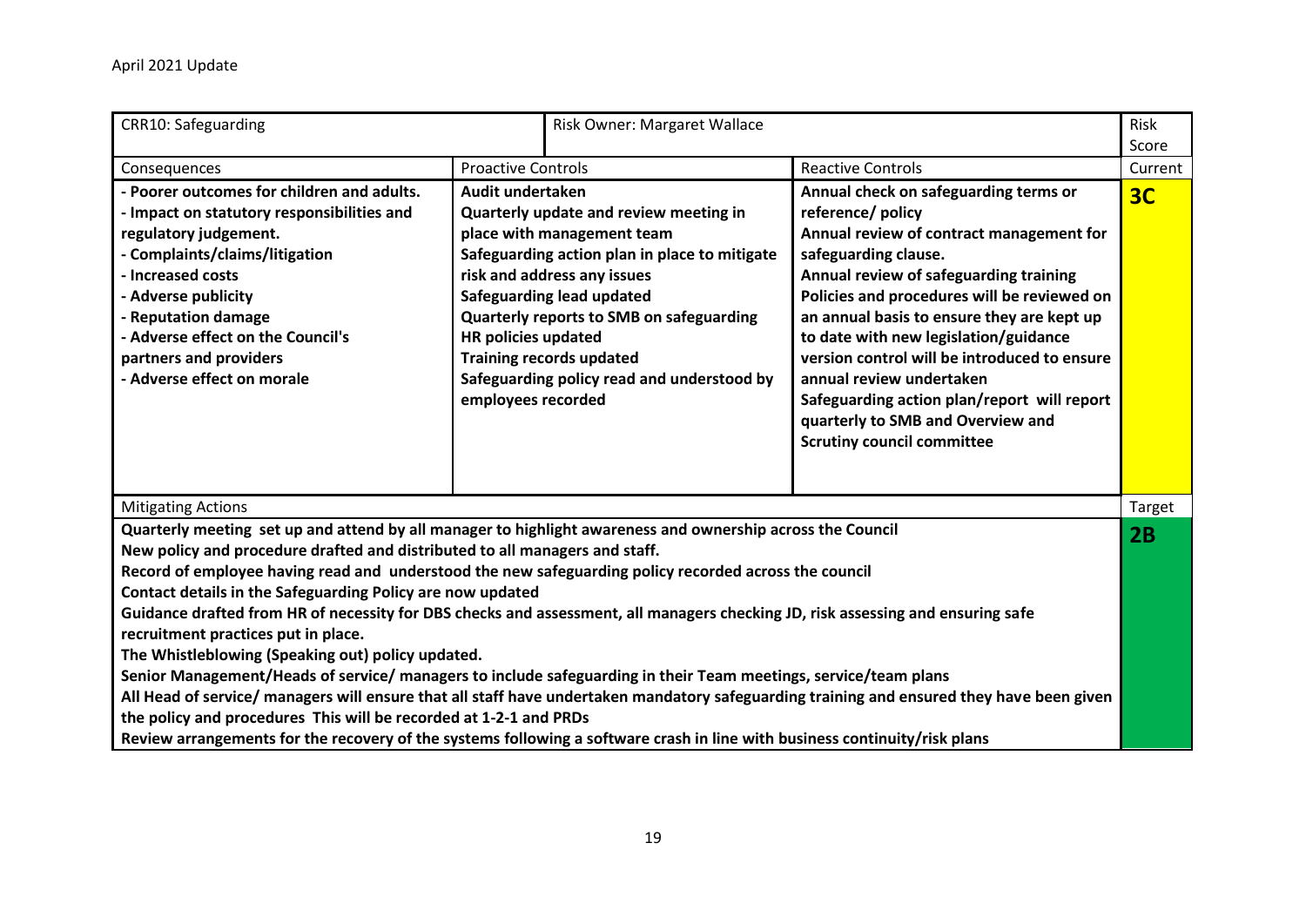April 2021 Update

| CRR10: Safeguarding | Risk Owner: Margaret Wallace | | Risk Score |
|---|---|---|---|
| Consequences | Proactive Controls | Reactive Controls | Current |
| - Poorer outcomes for children and adults.<br>- Impact on statutory responsibilities and regulatory judgement.<br>- Complaints/claims/litigation<br>- Increased costs<br>- Adverse publicity<br>- Reputation damage<br>- Adverse effect on the Council's partners and providers<br>- Adverse effect on morale | **Audit undertaken**<br>**Quarterly update and review meeting in place with management team**<br>**Safeguarding action plan in place to mitigate risk and address any issues**<br>**Safeguarding lead updated**<br>**Quarterly reports to SMB on safeguarding**<br>**HR policies updated**<br>**Training records updated**<br>**Safeguarding policy read and understood by employees recorded** | **Annual check on safeguarding terms or reference/ policy**<br>**Annual review of contract management for safeguarding clause.**<br>**Annual review of safeguarding training**<br>**Policies and procedures will be reviewed on an annual basis to ensure they are kept up to date with new legislation/guidance version control will be introduced to ensure annual review undertaken**<br>**Safeguarding action plan/report will report quarterly to SMB and Overview and Scrutiny council committee** | **3C** |
| Mitigating Actions | | | Target |
| **Quarterly meeting set up and attend by all manager to highlight awareness and ownership across the Council**<br>**New policy and procedure drafted and distributed to all managers and staff.**<br>**Record of employee having read and understood the new safeguarding policy recorded across the council**<br>**Contact details in the Safeguarding Policy are now updated**<br>**Guidance drafted from HR of necessity for DBS checks and assessment, all managers checking JD, risk assessing and ensuring safe recruitment practices put in place.**<br>**The Whistleblowing (Speaking out) policy updated.**<br>**Senior Management/Heads of service/ managers to include safeguarding in their Team meetings, service/team plans**<br>**All Head of service/ managers will ensure that all staff have undertaken mandatory safeguarding training and ensured they have been given the policy and procedures This will be recorded at 1-2-1 and PRDs**<br>**Review arrangements for the recovery of the systems following a software crash in line with business continuity/risk plans** | | | **2B** |